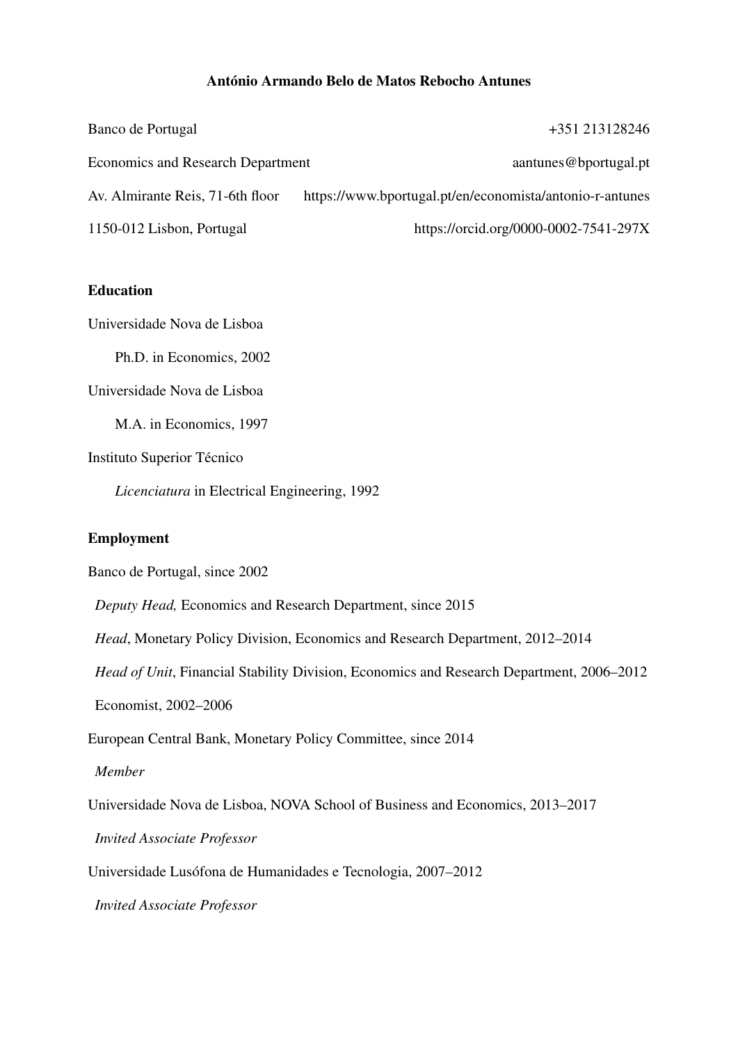# António Armando Belo de Matos Rebocho Antunes

Banco de Portugal  
Economics and Research Department  
Av. Almirante Reis, 71-6th floor  
1150-012 Lisbon, Portugal

+351 213128246  
aantunes@bportugal.pt  
https://www.bportugal.pt/en/economista/antonio-r-antunes  
https://orcid.org/0000-0002-7541-297X

## Education

Universidade Nova de Lisboa

Ph.D. in Economics, 2002

Universidade Nova de Lisboa

M.A. in Economics, 1997

Instituto Superior Técnico

*Licenciatura* in Electrical Engineering, 1992

## Employment

Banco de Portugal, since 2002

*Deputy Head,* Economics and Research Department, since 2015

*Head*, Monetary Policy Division, Economics and Research Department, 2012–2014

*Head of Unit*, Financial Stability Division, Economics and Research Department, 2006–2012

Economist, 2002–2006

European Central Bank, Monetary Policy Committee, since 2014

*Member*

Universidade Nova de Lisboa, NOVA School of Business and Economics, 2013–2017

*Invited Associate Professor*

Universidade Lusófona de Humanidades e Tecnologia, 2007–2012

*Invited Associate Professor*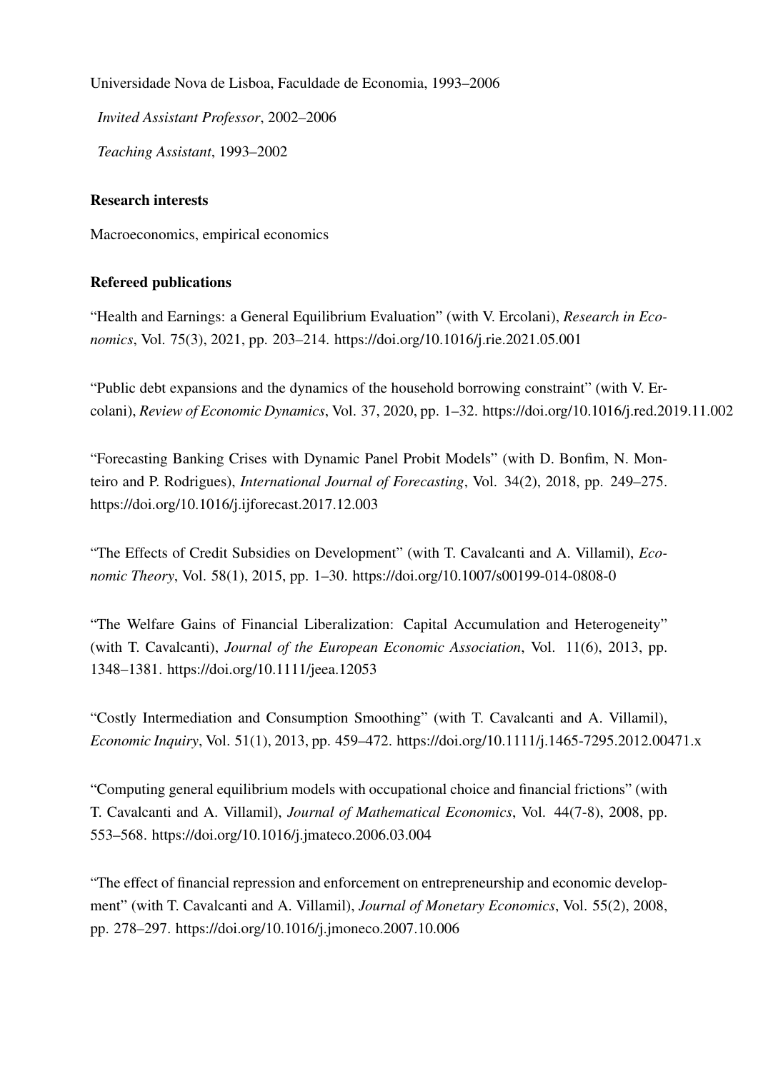Universidade Nova de Lisboa, Faculdade de Economia, 1993–2006

*Invited Assistant Professor*, 2002–2006

*Teaching Assistant*, 1993–2002

## Research interests

Macroeconomics, empirical economics

## Refereed publications

"Health and Earnings: a General Equilibrium Evaluation" (with V. Ercolani), *Research in Economics*, Vol. 75(3), 2021, pp. 203–214. https://doi.org/10.1016/j.rie.2021.05.001

"Public debt expansions and the dynamics of the household borrowing constraint" (with V. Ercolani), *Review of Economic Dynamics*, Vol. 37, 2020, pp. 1–32. https://doi.org/10.1016/j.red.2019.11.002

"Forecasting Banking Crises with Dynamic Panel Probit Models" (with D. Bonfim, N. Monteiro and P. Rodrigues), *International Journal of Forecasting*, Vol. 34(2), 2018, pp. 249–275. https://doi.org/10.1016/j.ijforecast.2017.12.003

"The Effects of Credit Subsidies on Development" (with T. Cavalcanti and A. Villamil), *Economic Theory*, Vol. 58(1), 2015, pp. 1–30. https://doi.org/10.1007/s00199-014-0808-0

"The Welfare Gains of Financial Liberalization: Capital Accumulation and Heterogeneity" (with T. Cavalcanti), *Journal of the European Economic Association*, Vol. 11(6), 2013, pp. 1348–1381. https://doi.org/10.1111/jeea.12053

"Costly Intermediation and Consumption Smoothing" (with T. Cavalcanti and A. Villamil), *Economic Inquiry*, Vol. 51(1), 2013, pp. 459–472. https://doi.org/10.1111/j.1465-7295.2012.00471.x

"Computing general equilibrium models with occupational choice and financial frictions" (with T. Cavalcanti and A. Villamil), *Journal of Mathematical Economics*, Vol. 44(7-8), 2008, pp. 553–568. https://doi.org/10.1016/j.jmateco.2006.03.004

"The effect of financial repression and enforcement on entrepreneurship and economic development" (with T. Cavalcanti and A. Villamil), *Journal of Monetary Economics*, Vol. 55(2), 2008, pp. 278–297. https://doi.org/10.1016/j.jmoneco.2007.10.006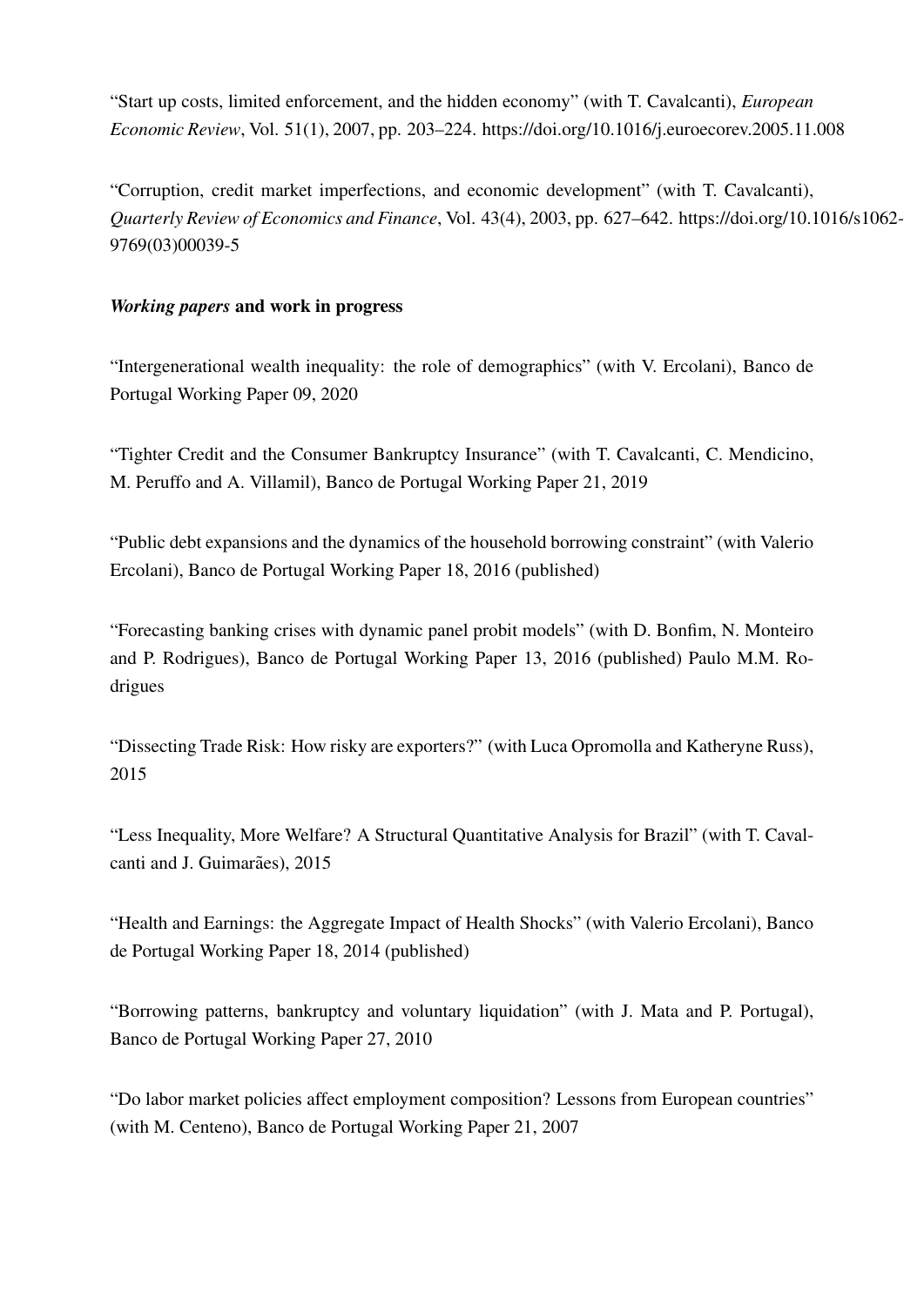“Start up costs, limited enforcement, and the hidden economy” (with T. Cavalcanti), *European Economic Review*, Vol. 51(1), 2007, pp. 203–224. https://doi.org/10.1016/j.euroecorev.2005.11.008

“Corruption, credit market imperfections, and economic development” (with T. Cavalcanti), *Quarterly Review of Economics and Finance*, Vol. 43(4), 2003, pp. 627–642. https://doi.org/10.1016/s1062-9769(03)00039-5

### *Working papers* and work in progress

“Intergenerational wealth inequality: the role of demographics” (with V. Ercolani), Banco de Portugal Working Paper 09, 2020

“Tighter Credit and the Consumer Bankruptcy Insurance” (with T. Cavalcanti, C. Mendicino, M. Peruffo and A. Villamil), Banco de Portugal Working Paper 21, 2019

“Public debt expansions and the dynamics of the household borrowing constraint” (with Valerio Ercolani), Banco de Portugal Working Paper 18, 2016 (published)

“Forecasting banking crises with dynamic panel probit models” (with D. Bonfim, N. Monteiro and P. Rodrigues), Banco de Portugal Working Paper 13, 2016 (published) Paulo M.M. Rodrigues

“Dissecting Trade Risk: How risky are exporters?” (with Luca Opromolla and Katheryne Russ), 2015

“Less Inequality, More Welfare? A Structural Quantitative Analysis for Brazil” (with T. Cavalcanti and J. Guimarães), 2015

“Health and Earnings: the Aggregate Impact of Health Shocks” (with Valerio Ercolani), Banco de Portugal Working Paper 18, 2014 (published)

“Borrowing patterns, bankruptcy and voluntary liquidation” (with J. Mata and P. Portugal), Banco de Portugal Working Paper 27, 2010

“Do labor market policies affect employment composition? Lessons from European countries” (with M. Centeno), Banco de Portugal Working Paper 21, 2007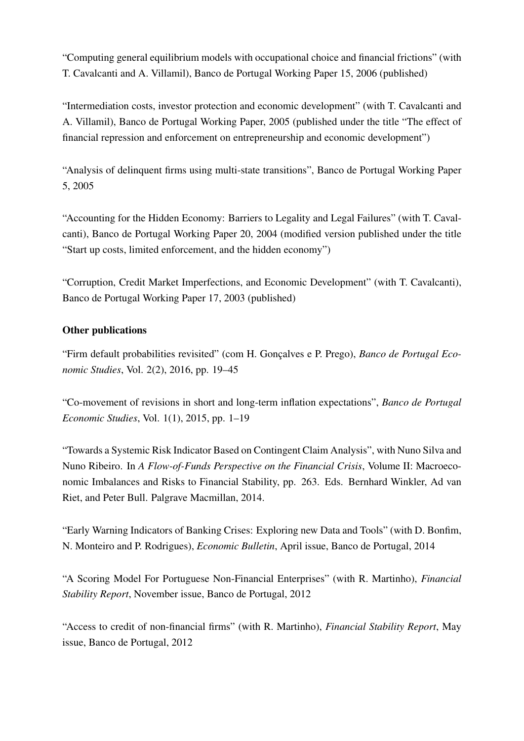"Computing general equilibrium models with occupational choice and financial frictions" (with T. Cavalcanti and A. Villamil), Banco de Portugal Working Paper 15, 2006 (published)

"Intermediation costs, investor protection and economic development" (with T. Cavalcanti and A. Villamil), Banco de Portugal Working Paper, 2005 (published under the title "The effect of financial repression and enforcement on entrepreneurship and economic development")

"Analysis of delinquent firms using multi-state transitions", Banco de Portugal Working Paper 5, 2005

"Accounting for the Hidden Economy: Barriers to Legality and Legal Failures" (with T. Cavalcanti), Banco de Portugal Working Paper 20, 2004 (modified version published under the title "Start up costs, limited enforcement, and the hidden economy")

"Corruption, Credit Market Imperfections, and Economic Development" (with T. Cavalcanti), Banco de Portugal Working Paper 17, 2003 (published)

**Other publications**

"Firm default probabilities revisited" (com H. Gonçalves e P. Prego), *Banco de Portugal Economic Studies*, Vol. 2(2), 2016, pp. 19–45

"Co-movement of revisions in short and long-term inflation expectations", *Banco de Portugal Economic Studies*, Vol. 1(1), 2015, pp. 1–19

"Towards a Systemic Risk Indicator Based on Contingent Claim Analysis", with Nuno Silva and Nuno Ribeiro. In *A Flow-of-Funds Perspective on the Financial Crisis*, Volume II: Macroeconomic Imbalances and Risks to Financial Stability, pp. 263. Eds. Bernhard Winkler, Ad van Riet, and Peter Bull. Palgrave Macmillan, 2014.

"Early Warning Indicators of Banking Crises: Exploring new Data and Tools" (with D. Bonfim, N. Monteiro and P. Rodrigues), *Economic Bulletin*, April issue, Banco de Portugal, 2014

"A Scoring Model For Portuguese Non-Financial Enterprises" (with R. Martinho), *Financial Stability Report*, November issue, Banco de Portugal, 2012

"Access to credit of non-financial firms" (with R. Martinho), *Financial Stability Report*, May issue, Banco de Portugal, 2012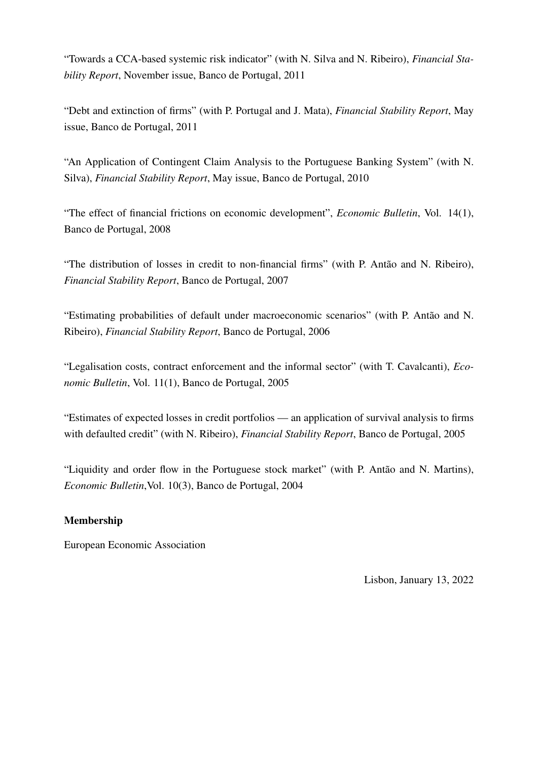"Towards a CCA-based systemic risk indicator" (with N. Silva and N. Ribeiro), *Financial Stability Report*, November issue, Banco de Portugal, 2011

"Debt and extinction of firms" (with P. Portugal and J. Mata), *Financial Stability Report*, May issue, Banco de Portugal, 2011

"An Application of Contingent Claim Analysis to the Portuguese Banking System" (with N. Silva), *Financial Stability Report*, May issue, Banco de Portugal, 2010

"The effect of financial frictions on economic development", *Economic Bulletin*, Vol. 14(1), Banco de Portugal, 2008

"The distribution of losses in credit to non-financial firms" (with P. Antão and N. Ribeiro), *Financial Stability Report*, Banco de Portugal, 2007

"Estimating probabilities of default under macroeconomic scenarios" (with P. Antão and N. Ribeiro), *Financial Stability Report*, Banco de Portugal, 2006

"Legalisation costs, contract enforcement and the informal sector" (with T. Cavalcanti), *Economic Bulletin*, Vol. 11(1), Banco de Portugal, 2005

"Estimates of expected losses in credit portfolios — an application of survival analysis to firms with defaulted credit" (with N. Ribeiro), *Financial Stability Report*, Banco de Portugal, 2005

"Liquidity and order flow in the Portuguese stock market" (with P. Antão and N. Martins), *Economic Bulletin*,Vol. 10(3), Banco de Portugal, 2004

**Membership**

European Economic Association

Lisbon, January 13, 2022